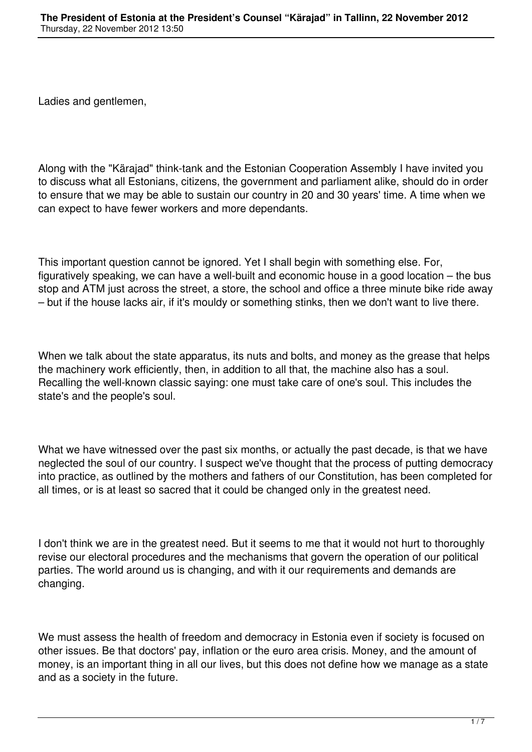Ladies and gentlemen,

Along with the "Kärajad" think-tank and the Estonian Cooperation Assembly I have invited you to discuss what all Estonians, citizens, the government and parliament alike, should do in order to ensure that we may be able to sustain our country in 20 and 30 years' time. A time when we can expect to have fewer workers and more dependants.

This important question cannot be ignored. Yet I shall begin with something else. For, figuratively speaking, we can have a well-built and economic house in a good location – the bus stop and ATM just across the street, a store, the school and office a three minute bike ride away – but if the house lacks air, if it's mouldy or something stinks, then we don't want to live there.

When we talk about the state apparatus, its nuts and bolts, and money as the grease that helps the machinery work efficiently, then, in addition to all that, the machine also has a soul. Recalling the well-known classic saying: one must take care of one's soul. This includes the state's and the people's soul.

What we have witnessed over the past six months, or actually the past decade, is that we have neglected the soul of our country. I suspect we've thought that the process of putting democracy into practice, as outlined by the mothers and fathers of our Constitution, has been completed for all times, or is at least so sacred that it could be changed only in the greatest need.

I don't think we are in the greatest need. But it seems to me that it would not hurt to thoroughly revise our electoral procedures and the mechanisms that govern the operation of our political parties. The world around us is changing, and with it our requirements and demands are changing.

We must assess the health of freedom and democracy in Estonia even if society is focused on other issues. Be that doctors' pay, inflation or the euro area crisis. Money, and the amount of money, is an important thing in all our lives, but this does not define how we manage as a state and as a society in the future.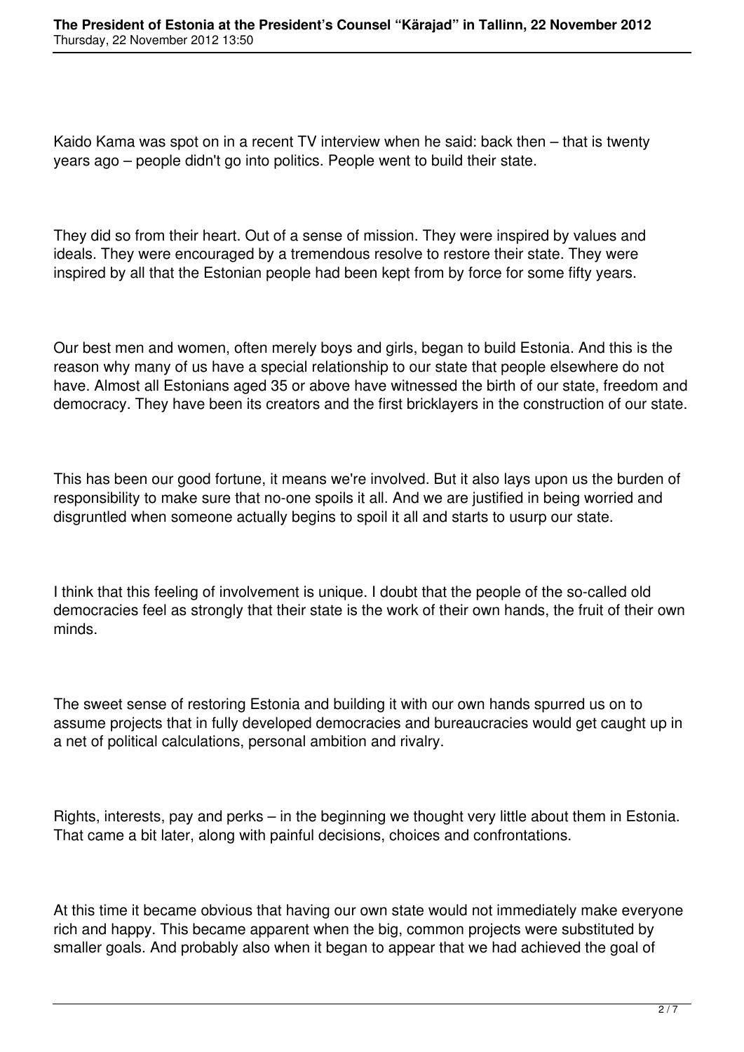Kaido Kama was spot on in a recent TV interview when he said: back then – that is twenty years ago – people didn't go into politics. People went to build their state.

They did so from their heart. Out of a sense of mission. They were inspired by values and ideals. They were encouraged by a tremendous resolve to restore their state. They were inspired by all that the Estonian people had been kept from by force for some fifty years.

Our best men and women, often merely boys and girls, began to build Estonia. And this is the reason why many of us have a special relationship to our state that people elsewhere do not have. Almost all Estonians aged 35 or above have witnessed the birth of our state, freedom and democracy. They have been its creators and the first bricklayers in the construction of our state.

This has been our good fortune, it means we're involved. But it also lays upon us the burden of responsibility to make sure that no-one spoils it all. And we are justified in being worried and disgruntled when someone actually begins to spoil it all and starts to usurp our state.

I think that this feeling of involvement is unique. I doubt that the people of the so-called old democracies feel as strongly that their state is the work of their own hands, the fruit of their own minds.

The sweet sense of restoring Estonia and building it with our own hands spurred us on to assume projects that in fully developed democracies and bureaucracies would get caught up in a net of political calculations, personal ambition and rivalry.

Rights, interests, pay and perks – in the beginning we thought very little about them in Estonia. That came a bit later, along with painful decisions, choices and confrontations.

At this time it became obvious that having our own state would not immediately make everyone rich and happy. This became apparent when the big, common projects were substituted by smaller goals. And probably also when it began to appear that we had achieved the goal of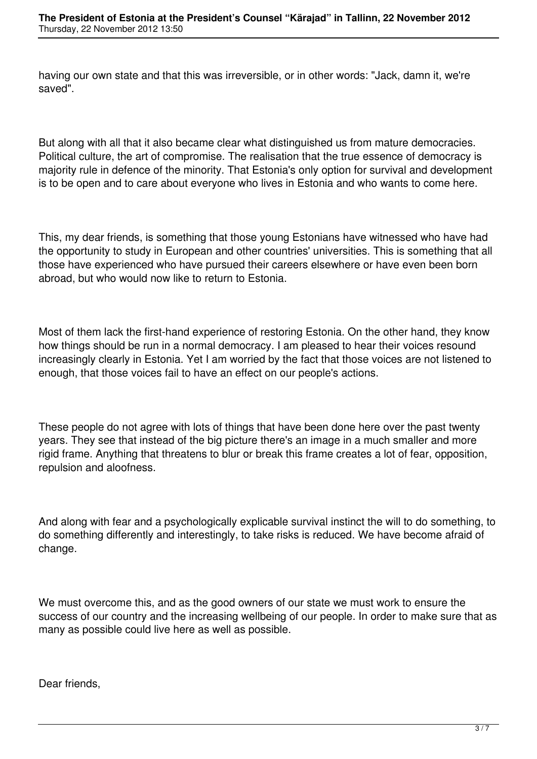having our own state and that this was irreversible, or in other words: "Jack, damn it, we're saved".

But along with all that it also became clear what distinguished us from mature democracies. Political culture, the art of compromise. The realisation that the true essence of democracy is majority rule in defence of the minority. That Estonia's only option for survival and development is to be open and to care about everyone who lives in Estonia and who wants to come here.

This, my dear friends, is something that those young Estonians have witnessed who have had the opportunity to study in European and other countries' universities. This is something that all those have experienced who have pursued their careers elsewhere or have even been born abroad, but who would now like to return to Estonia.

Most of them lack the first-hand experience of restoring Estonia. On the other hand, they know how things should be run in a normal democracy. I am pleased to hear their voices resound increasingly clearly in Estonia. Yet I am worried by the fact that those voices are not listened to enough, that those voices fail to have an effect on our people's actions.

These people do not agree with lots of things that have been done here over the past twenty years. They see that instead of the big picture there's an image in a much smaller and more rigid frame. Anything that threatens to blur or break this frame creates a lot of fear, opposition, repulsion and aloofness.

And along with fear and a psychologically explicable survival instinct the will to do something, to do something differently and interestingly, to take risks is reduced. We have become afraid of change.

We must overcome this, and as the good owners of our state we must work to ensure the success of our country and the increasing wellbeing of our people. In order to make sure that as many as possible could live here as well as possible.

Dear friends,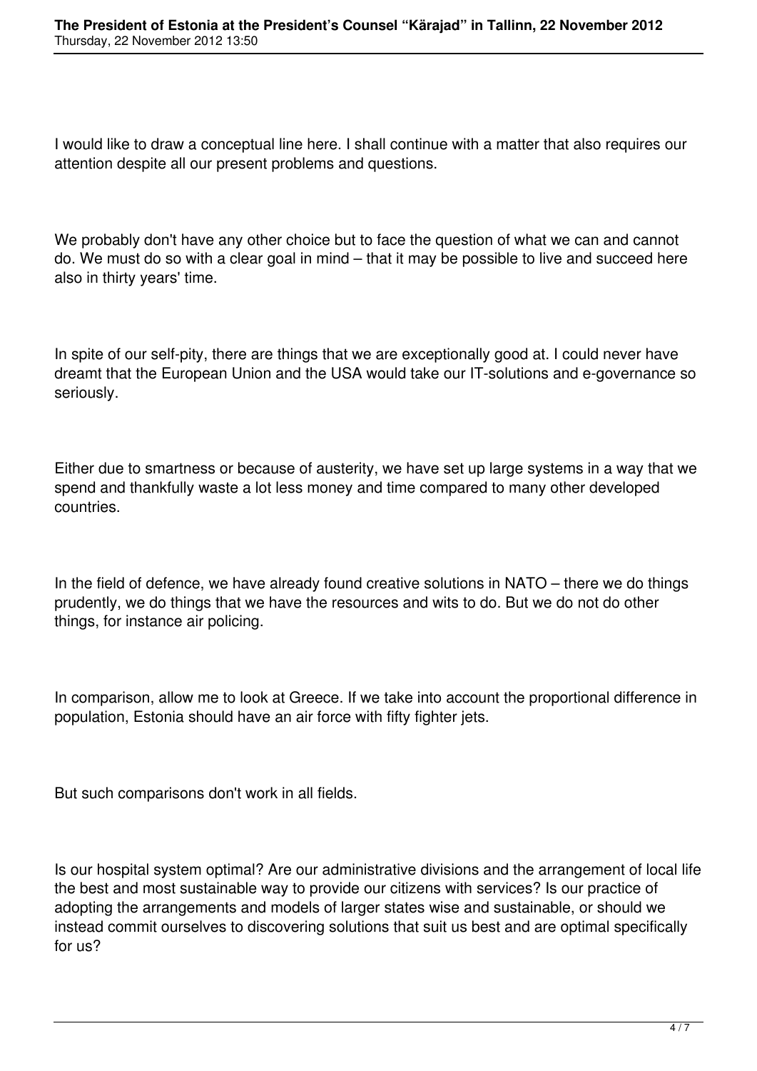I would like to draw a conceptual line here. I shall continue with a matter that also requires our attention despite all our present problems and questions.

We probably don't have any other choice but to face the question of what we can and cannot do. We must do so with a clear goal in mind – that it may be possible to live and succeed here also in thirty years' time.

In spite of our self-pity, there are things that we are exceptionally good at. I could never have dreamt that the European Union and the USA would take our IT-solutions and e-governance so seriously.

Either due to smartness or because of austerity, we have set up large systems in a way that we spend and thankfully waste a lot less money and time compared to many other developed countries.

In the field of defence, we have already found creative solutions in NATO – there we do things prudently, we do things that we have the resources and wits to do. But we do not do other things, for instance air policing.

In comparison, allow me to look at Greece. If we take into account the proportional difference in population, Estonia should have an air force with fifty fighter jets.

But such comparisons don't work in all fields.

Is our hospital system optimal? Are our administrative divisions and the arrangement of local life the best and most sustainable way to provide our citizens with services? Is our practice of adopting the arrangements and models of larger states wise and sustainable, or should we instead commit ourselves to discovering solutions that suit us best and are optimal specifically for us?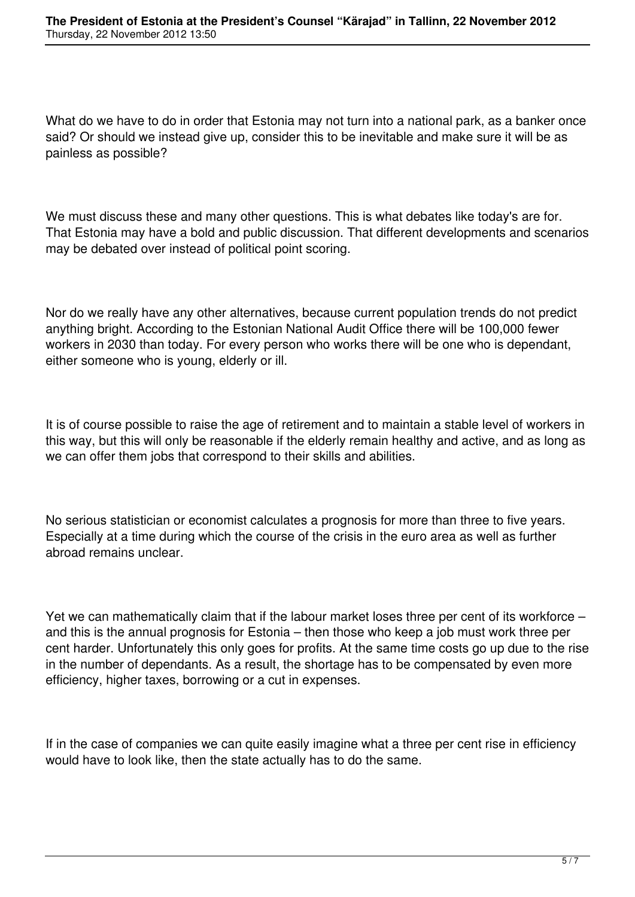What do we have to do in order that Estonia may not turn into a national park, as a banker once said? Or should we instead give up, consider this to be inevitable and make sure it will be as painless as possible?

We must discuss these and many other questions. This is what debates like today's are for. That Estonia may have a bold and public discussion. That different developments and scenarios may be debated over instead of political point scoring.

Nor do we really have any other alternatives, because current population trends do not predict anything bright. According to the Estonian National Audit Office there will be 100,000 fewer workers in 2030 than today. For every person who works there will be one who is dependant, either someone who is young, elderly or ill.

It is of course possible to raise the age of retirement and to maintain a stable level of workers in this way, but this will only be reasonable if the elderly remain healthy and active, and as long as we can offer them jobs that correspond to their skills and abilities.

No serious statistician or economist calculates a prognosis for more than three to five years. Especially at a time during which the course of the crisis in the euro area as well as further abroad remains unclear.

Yet we can mathematically claim that if the labour market loses three per cent of its workforce – and this is the annual prognosis for Estonia – then those who keep a job must work three per cent harder. Unfortunately this only goes for profits. At the same time costs go up due to the rise in the number of dependants. As a result, the shortage has to be compensated by even more efficiency, higher taxes, borrowing or a cut in expenses.

If in the case of companies we can quite easily imagine what a three per cent rise in efficiency would have to look like, then the state actually has to do the same.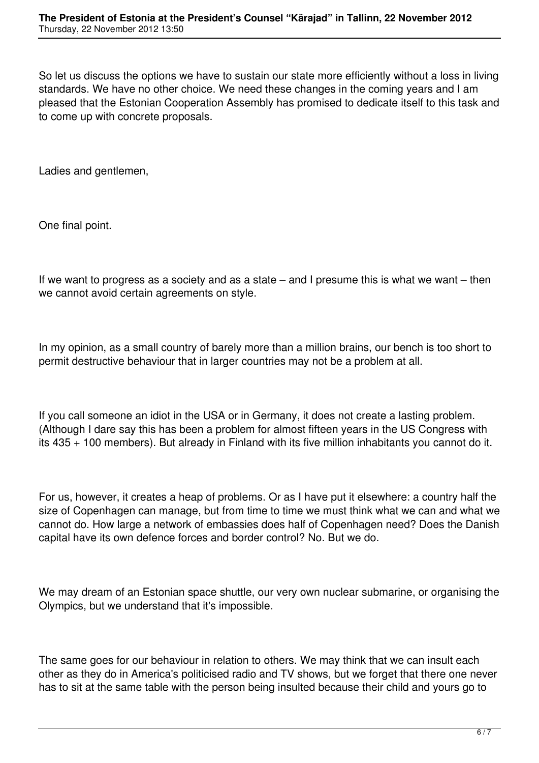So let us discuss the options we have to sustain our state more efficiently without a loss in living standards. We have no other choice. We need these changes in the coming years and I am pleased that the Estonian Cooperation Assembly has promised to dedicate itself to this task and to come up with concrete proposals.

Ladies and gentlemen,

One final point.

If we want to progress as a society and as a state – and I presume this is what we want – then we cannot avoid certain agreements on style.

In my opinion, as a small country of barely more than a million brains, our bench is too short to permit destructive behaviour that in larger countries may not be a problem at all.

If you call someone an idiot in the USA or in Germany, it does not create a lasting problem. (Although I dare say this has been a problem for almost fifteen years in the US Congress with its 435 + 100 members). But already in Finland with its five million inhabitants you cannot do it.

For us, however, it creates a heap of problems. Or as I have put it elsewhere: a country half the size of Copenhagen can manage, but from time to time we must think what we can and what we cannot do. How large a network of embassies does half of Copenhagen need? Does the Danish capital have its own defence forces and border control? No. But we do.

We may dream of an Estonian space shuttle, our very own nuclear submarine, or organising the Olympics, but we understand that it's impossible.

The same goes for our behaviour in relation to others. We may think that we can insult each other as they do in America's politicised radio and TV shows, but we forget that there one never has to sit at the same table with the person being insulted because their child and yours go to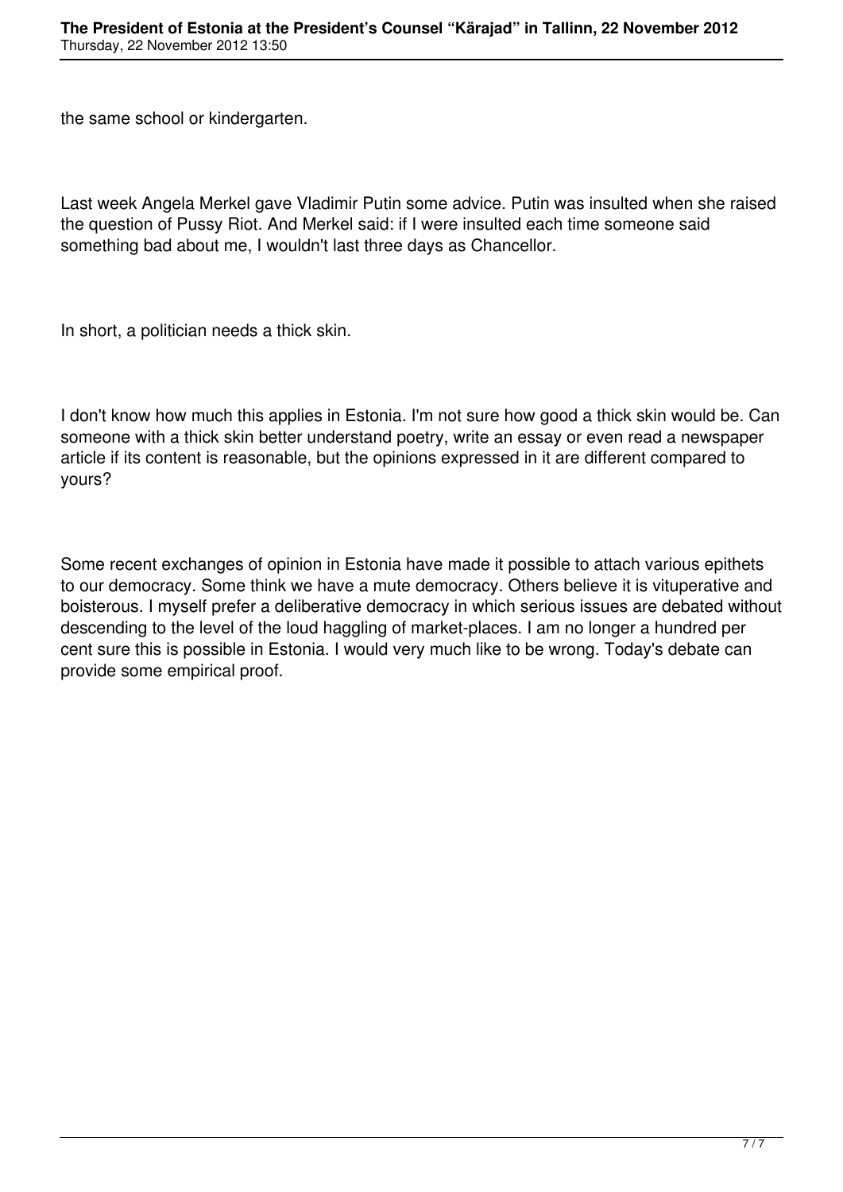the same school or kindergarten.

Last week Angela Merkel gave Vladimir Putin some advice. Putin was insulted when she raised the question of Pussy Riot. And Merkel said: if I were insulted each time someone said something bad about me, I wouldn't last three days as Chancellor.

In short, a politician needs a thick skin.

I don't know how much this applies in Estonia. I'm not sure how good a thick skin would be. Can someone with a thick skin better understand poetry, write an essay or even read a newspaper article if its content is reasonable, but the opinions expressed in it are different compared to yours?

Some recent exchanges of opinion in Estonia have made it possible to attach various epithets to our democracy. Some think we have a mute democracy. Others believe it is vituperative and boisterous. I myself prefer a deliberative democracy in which serious issues are debated without descending to the level of the loud haggling of market-places. I am no longer a hundred per cent sure this is possible in Estonia. I would very much like to be wrong. Today's debate can provide some empirical proof.